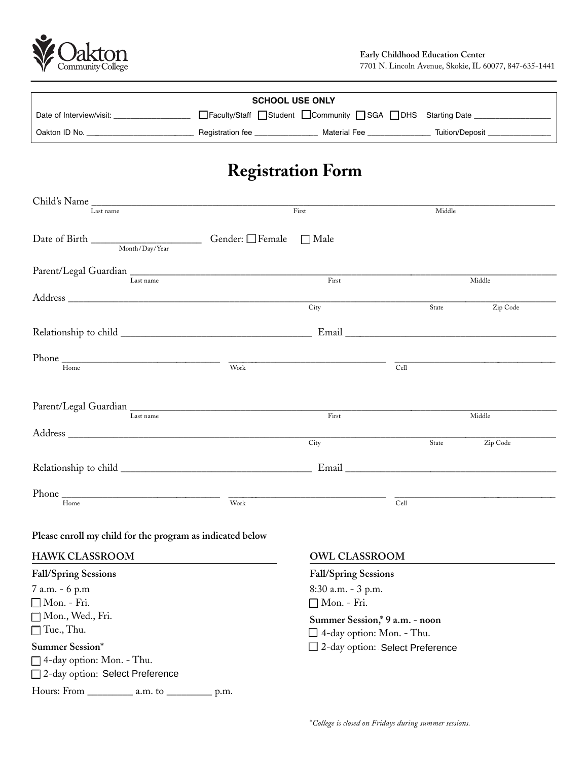Oakton Community College

**Early Childhood Education Center**
7701 N. Lincoln Avenue, Skokie, IL 60077, 847-635-1441

| SCHOOL USE ONLY | | | |
|---|---|---|---|
| Date of Interview/visit: ______ | ☐ Faculty/Staff ☐ Student ☐ Community ☐ SGA ☐ DHS | Starting Date ______ | |
| Oakton ID No. ______ | Registration fee ______ | Material Fee ______ | Tuition/Deposit ______ |

# Registration Form

Child's Name ____________________________________________
Last name First Middle

Date of Birth ______________ Gender: ☐ Female ☐ Male
Month/Day/Year

Parent/Legal Guardian ____________________________________________
Last name First Middle

Address ____________________________________________
City State Zip Code

Relationship to child ______________________ Email ______________________

Phone ______________ ______________ ______________
Home Work Cell

Parent/Legal Guardian ____________________________________________
Last name First Middle

Address ____________________________________________
City State Zip Code

Relationship to child ______________________ Email ______________________

Phone ______________ ______________ ______________
Home Work Cell

**Please enroll my child for the program as indicated below**

## HAWK CLASSROOM

**Fall/Spring Sessions**

7 a.m. - 6 p.m

☐ Mon. - Fri.

☐ Mon., Wed., Fri.

☐ Tue., Thu.

**Summer Session***

☐ 4-day option: Mon. - Thu.

☐ 2-day option: Select Preference

Hours: From ________ a.m. to ________ p.m.

## OWL CLASSROOM

**Fall/Spring Sessions**

8:30 a.m. - 3 p.m.

☐ Mon. - Fri.

**Summer Session,* 9 a.m. - noon**

☐ 4-day option: Mon. - Thu.

☐ 2-day option: Select Preference

**College is closed on Fridays during summer sessions.*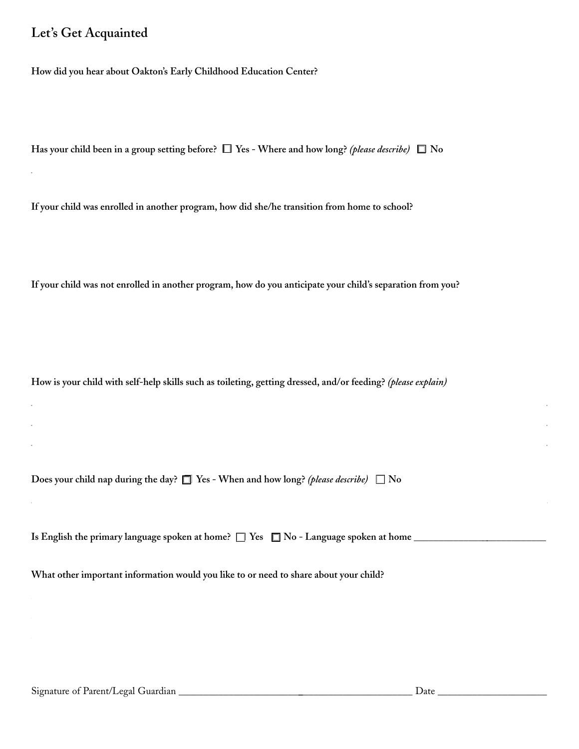## Let's Get Acquainted

**How did you hear about Oakton's Early Childhood Education Center?**

**Has your child been in a group setting before?** ☐ **Yes - Where and how long?** ***(please describe)*** ☐ **No**

**If your child was enrolled in another program, how did she/he transition from home to school?**

**If your child was not enrolled in another program, how do you anticipate your child's separation from you?**

**How is your child with self-help skills such as toileting, getting dressed, and/or feeding?** ***(please explain)***

**Does your child nap during the day?** ☐ **Yes - When and how long?** ***(please describe)*** ☐ **No**

**Is English the primary language spoken at home?** ☐ **Yes** ☐ **No - Language spoken at home** ____________________________

**What other important information would you like to or need to share about your child?**

Signature of Parent/Legal Guardian ______________________________________________ Date ____________________